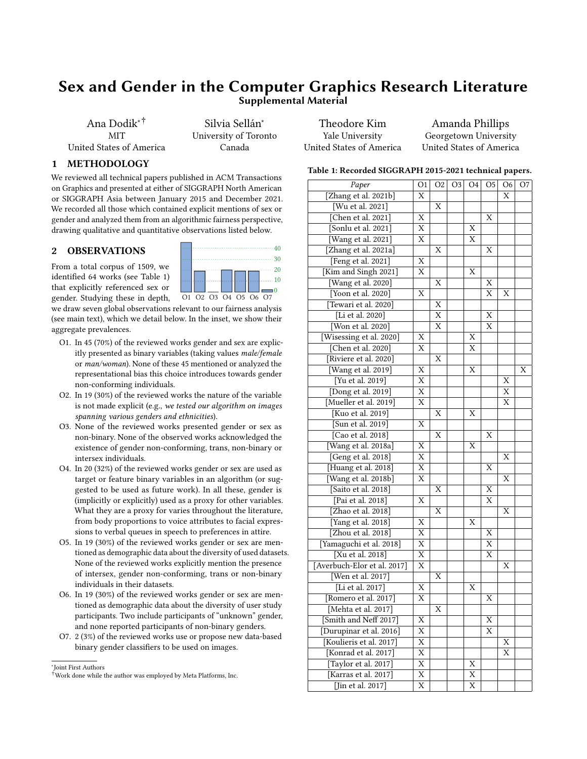# Sex and Gender in the Computer Graphics Research Literature

## Supplemental Material

Ana Dodik*[†] — MIT, United States of America
Silvia Sellán* — University of Toronto, Canada
Theodore Kim — Yale University, United States of America
Amanda Phillips — Georgetown University, United States of America

## 1 METHODOLOGY

We reviewed all technical papers published in ACM Transactions on Graphics and presented at either of SIGGRAPH North American or SIGGRAPH Asia between January 2015 and December 2021. We recorded all those which contained explicit mentions of sex or gender and analyzed them from an algorithmic fairness perspective, drawing qualitative and quantitative observations listed below.

## 2 OBSERVATIONS

From a total corpus of 1509, we identified 64 works (see Table 1) that explicitly referenced sex or gender. Studying these in depth, we draw seven global observations relevant to our fairness analysis (see main text), which we detail below. In the inset, we show their aggregate prevalences.

O1. In 45 (70%) of the reviewed works gender and sex are explicitly presented as binary variables (taking values *male/female* or *man/woman*). None of these 45 mentioned or analyzed the representational bias this choice introduces towards gender non-conforming individuals.

O2. In 19 (30%) of the reviewed works the nature of the variable is not made explicit (e.g., *we tested our algorithm on images spanning various genders and ethnicities*).

O3. None of the reviewed works presented gender or sex as non-binary. None of the observed works acknowledged the existence of gender non-conforming, trans, non-binary or intersex individuals.

O4. In 20 (32%) of the reviewed works gender or sex are used as target or feature binary variables in an algorithm (or suggested to be used as future work). In all these, gender is (implicitly or explicitly) used as a proxy for other variables. What they are a proxy for varies throughout the literature, from body proportions to voice attributes to facial expressions to verbal queues in speech to preferences in attire.

O5. In 19 (30%) of the reviewed works gender or sex are mentioned as demographic data about the diversity of used datasets. None of the reviewed works explicitly mention the presence of intersex, gender non-conforming, trans or non-binary individuals in their datasets.

O6. In 19 (30%) of the reviewed works gender or sex are mentioned as demographic data about the diversity of user study participants. Two include participants of "unknown" gender, and none reported participants of non-binary genders.

O7. 2 (3%) of the reviewed works use or propose new data-based binary gender classifiers to be used on images.

**Table 1: Recorded SIGGRAPH 2015-2021 technical papers.**

| *Paper* | O1 | O2 | O3 | O4 | O5 | O6 | O7 |
|---|---|---|---|---|---|---|---|
| [Zhang et al. 2021b] | X | | | | | X | |
| [Wu et al. 2021] | | X | | | | | |
| [Chen et al. 2021] | X | | | | X | | |
| [Sonlu et al. 2021] | X | | | X | | | |
| [Wang et al. 2021] | X | | | X | | | |
| [Zhang et al. 2021a] | | X | | | X | | |
| [Feng et al. 2021] | X | | | | | | |
| [Kim and Singh 2021] | X | | | X | | | |
| [Wang et al. 2020] | | X | | | X | | |
| [Yoon et al. 2020] | X | | | | X | X | |
| [Tewari et al. 2020] | | X | | | | | |
| [Li et al. 2020] | | X | | | X | | |
| [Won et al. 2020] | | X | | | X | | |
| [Wisessing et al. 2020] | X | | | X | | | |
| [Chen et al. 2020] | X | | | X | | | |
| [Riviere et al. 2020] | | X | | | | | |
| [Wang et al. 2019] | X | | | X | | | X |
| [Yu et al. 2019] | X | | | | | X | |
| [Dong et al. 2019] | X | | | | | X | |
| [Mueller et al. 2019] | X | | | | | X | |
| [Kuo et al. 2019] | | X | | X | | | |
| [Sun et al. 2019] | X | | | | | | |
| [Cao et al. 2018] | | X | | | X | | |
| [Wang et al. 2018a] | X | | | X | | | |
| [Geng et al. 2018] | X | | | | | X | |
| [Huang et al. 2018] | X | | | | X | | |
| [Wang et al. 2018b] | X | | | | | X | |
| [Saito et al. 2018] | | X | | | X | | |
| [Pai et al. 2018] | X | | | | X | | |
| [Zhao et al. 2018] | | X | | | | X | |
| [Yang et al. 2018] | X | | | X | | | |
| [Zhou et al. 2018] | X | | | | X | | |
| [Yamaguchi et al. 2018] | X | | | | X | | |
| [Xu et al. 2018] | X | | | | X | | |
| [Averbuch-Elor et al. 2017] | X | | | | | X | |
| [Wen et al. 2017] | | X | | | | | |
| [Li et al. 2017] | X | | | X | | | |
| [Romero et al. 2017] | X | | | | X | | |
| [Mehta et al. 2017] | | X | | | | | |
| [Smith and Neff 2017] | X | | | | X | | |
| [Durupinar et al. 2016] | X | | | | X | | |
| [Koulieris et al. 2017] | X | | | | | X | |
| [Konrad et al. 2017] | X | | | | | X | |
| [Taylor et al. 2017] | X | | | X | | | |
| [Karras et al. 2017] | X | | | X | | | |
| [Jin et al. 2017] | X | | | X | | | |

*Joint First Authors

[†]Work done while the author was employed by Meta Platforms, Inc.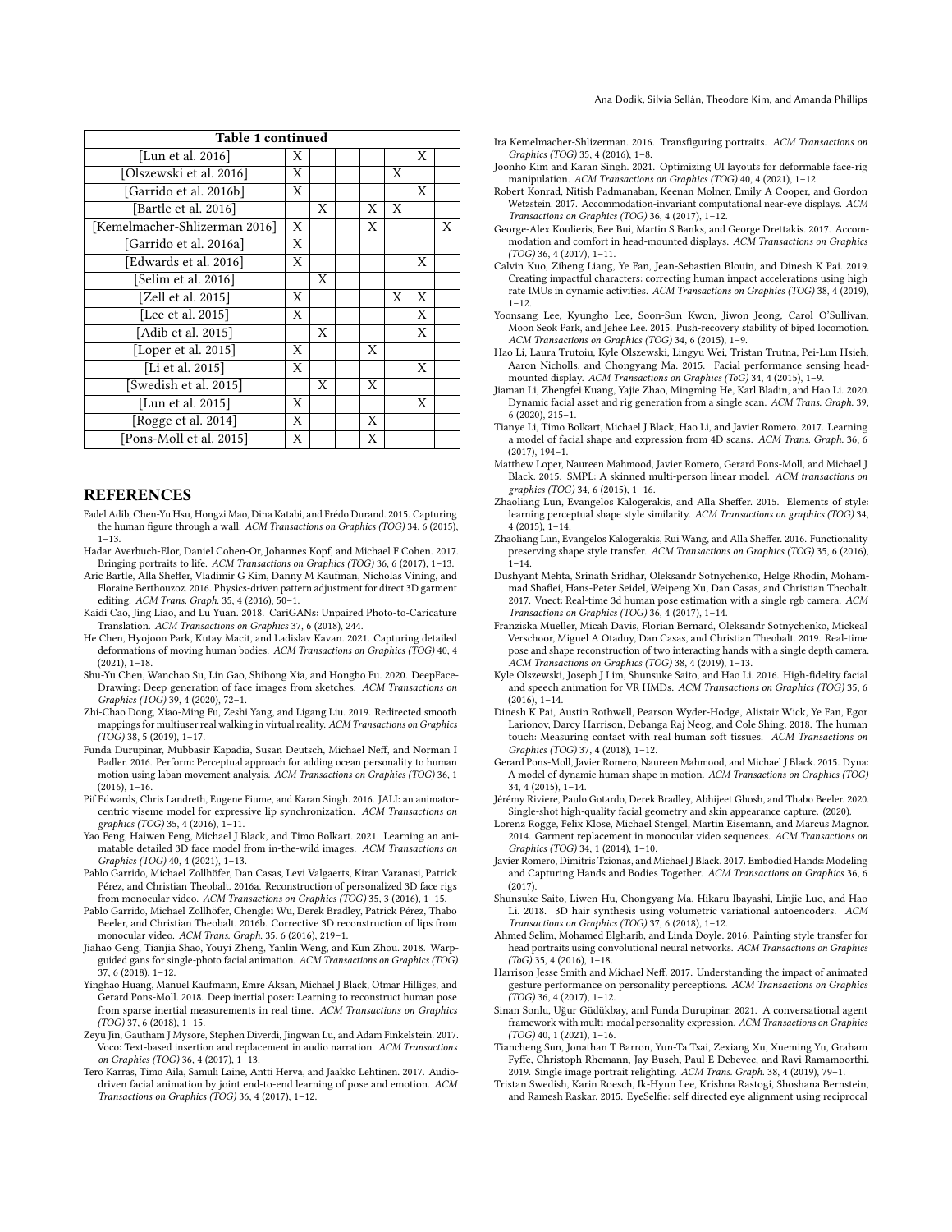| Table 1 continued | | | | | | | |
|---|---|---|---|---|---|---|---|
| [Lun et al. 2016] | X | | | | | X | |
| [Olszewski et al. 2016] | X | | | | X | | |
| [Garrido et al. 2016b] | X | | | | | X | |
| [Bartle et al. 2016] | | X | | X | X | | |
| [Kemelmacher-Shlizerman 2016] | X | | | X | | | X |
| [Garrido et al. 2016a] | X | | | | | | |
| [Edwards et al. 2016] | X | | | | | X | |
| [Selim et al. 2016] | | X | | | | | |
| [Zell et al. 2015] | X | | | | X | X | |
| [Lee et al. 2015] | X | | | | | X | |
| [Adib et al. 2015] | | X | | | | X | |
| [Loper et al. 2015] | X | | | X | | | |
| [Li et al. 2015] | X | | | | | X | |
| [Swedish et al. 2015] | | X | | X | | | |
| [Lun et al. 2015] | X | | | | | X | |
| [Rogge et al. 2014] | X | | | X | | | |
| [Pons-Moll et al. 2015] | X | | | X | | | |

## REFERENCES

Fadel Adib, Chen-Yu Hsu, Hongzi Mao, Dina Katabi, and Frédo Durand. 2015. Capturing the human figure through a wall. *ACM Transactions on Graphics (TOG)* 34, 6 (2015), 1–13.

Hadar Averbuch-Elor, Daniel Cohen-Or, Johannes Kopf, and Michael F Cohen. 2017. Bringing portraits to life. *ACM Transactions on Graphics (TOG)* 36, 6 (2017), 1–13.

Aric Bartle, Alla Sheffer, Vladimir G Kim, Danny M Kaufman, Nicholas Vining, and Floraine Berthouzoz. 2016. Physics-driven pattern adjustment for direct 3D garment editing. *ACM Trans. Graph.* 35, 4 (2016), 50–1.

Kaidi Cao, Jing Liao, and Lu Yuan. 2018. CariGANs: Unpaired Photo-to-Caricature Translation. *ACM Transactions on Graphics* 37, 6 (2018), 244.

He Chen, Hyojoon Park, Kutay Macit, and Ladislav Kavan. 2021. Capturing detailed deformations of moving human bodies. *ACM Transactions on Graphics (TOG)* 40, 4 (2021), 1–18.

Shu-Yu Chen, Wanchao Su, Lin Gao, Shihong Xia, and Hongbo Fu. 2020. DeepFace-Drawing: Deep generation of face images from sketches. *ACM Transactions on Graphics (TOG)* 39, 4 (2020), 72–1.

Zhi-Chao Dong, Xiao-Ming Fu, Zeshi Yang, and Ligang Liu. 2019. Redirected smooth mappings for multiuser real walking in virtual reality. *ACM Transactions on Graphics (TOG)* 38, 5 (2019), 1–17.

Funda Durupinar, Mubbasir Kapadia, Susan Deutsch, Michael Neff, and Norman I Badler. 2016. Perform: Perceptual approach for adding ocean personality to human motion using laban movement analysis. *ACM Transactions on Graphics (TOG)* 36, 1 (2016), 1–16.

Pif Edwards, Chris Landreth, Eugene Fiume, and Karan Singh. 2016. JALI: an animator-centric viseme model for expressive lip synchronization. *ACM Transactions on graphics (TOG)* 35, 4 (2016), 1–11.

Yao Feng, Haiwen Feng, Michael J Black, and Timo Bolkart. 2021. Learning an animatable detailed 3D face model from in-the-wild images. *ACM Transactions on Graphics (TOG)* 40, 4 (2021), 1–13.

Pablo Garrido, Michael Zollhöfer, Dan Casas, Levi Valgaerts, Kiran Varanasi, Patrick Pérez, and Christian Theobalt. 2016a. Reconstruction of personalized 3D face rigs from monocular video. *ACM Transactions on Graphics (TOG)* 35, 3 (2016), 1–15.

Pablo Garrido, Michael Zollhöfer, Chenglei Wu, Derek Bradley, Patrick Pérez, Thabo Beeler, and Christian Theobalt. 2016b. Corrective 3D reconstruction of lips from monocular video. *ACM Trans. Graph.* 35, 6 (2016), 219–1.

Jiahao Geng, Tianjia Shao, Youyi Zheng, Yanlin Weng, and Kun Zhou. 2018. Warp-guided gans for single-photo facial animation. *ACM Transactions on Graphics (TOG)* 37, 6 (2018), 1–12.

Yinghao Huang, Manuel Kaufmann, Emre Aksan, Michael J Black, Otmar Hilliges, and Gerard Pons-Moll. 2018. Deep inertial poser: Learning to reconstruct human pose from sparse inertial measurements in real time. *ACM Transactions on Graphics (TOG)* 37, 6 (2018), 1–15.

Zeyu Jin, Gautham J Mysore, Stephen Diverdi, Jingwan Lu, and Adam Finkelstein. 2017. Voco: Text-based insertion and replacement in audio narration. *ACM Transactions on Graphics (TOG)* 36, 4 (2017), 1–13.

Tero Karras, Timo Aila, Samuli Laine, Antti Herva, and Jaakko Lehtinen. 2017. Audio-driven facial animation by joint end-to-end learning of pose and emotion. *ACM Transactions on Graphics (TOG)* 36, 4 (2017), 1–12.

Ira Kemelmacher-Shlizerman. 2016. Transfiguring portraits. *ACM Transactions on Graphics (TOG)* 35, 4 (2016), 1–8.

Joonho Kim and Karan Singh. 2021. Optimizing UI layouts for deformable face-rig manipulation. *ACM Transactions on Graphics (TOG)* 40, 4 (2021), 1–12.

Robert Konrad, Nitish Padmanaban, Keenan Molner, Emily A Cooper, and Gordon Wetzstein. 2017. Accommodation-invariant computational near-eye displays. *ACM Transactions on Graphics (TOG)* 36, 4 (2017), 1–12.

George-Alex Koulieris, Bee Bui, Martin S Banks, and George Drettakis. 2017. Accommodation and comfort in head-mounted displays. *ACM Transactions on Graphics (TOG)* 36, 4 (2017), 1–11.

Calvin Kuo, Ziheng Liang, Ye Fan, Jean-Sebastien Blouin, and Dinesh K Pai. 2019. Creating impactful characters: correcting human impact accelerations using high rate IMUs in dynamic activities. *ACM Transactions on Graphics (TOG)* 38, 4 (2019), 1–12.

Yoonsang Lee, Kyungho Lee, Soon-Sun Kwon, Jiwon Jeong, Carol O'Sullivan, Moon Seok Park, and Jehee Lee. 2015. Push-recovery stability of biped locomotion. *ACM Transactions on Graphics (TOG)* 34, 6 (2015), 1–9.

Hao Li, Laura Trutoiu, Kyle Olszewski, Lingyu Wei, Tristan Trutna, Pei-Lun Hsieh, Aaron Nicholls, and Chongyang Ma. 2015. Facial performance sensing head-mounted display. *ACM Transactions on Graphics (ToG)* 34, 4 (2015), 1–9.

Jiaman Li, Zhengfei Kuang, Yajie Zhao, Mingming He, Karl Bladin, and Hao Li. 2020. Dynamic facial asset and rig generation from a single scan. *ACM Trans. Graph.* 39, 6 (2020), 215–1.

Tianye Li, Timo Bolkart, Michael J Black, Hao Li, and Javier Romero. 2017. Learning a model of facial shape and expression from 4D scans. *ACM Trans. Graph.* 36, 6 (2017), 194–1.

Matthew Loper, Naureen Mahmood, Javier Romero, Gerard Pons-Moll, and Michael J Black. 2015. SMPL: A skinned multi-person linear model. *ACM transactions on graphics (TOG)* 34, 6 (2015), 1–16.

Zhaoliang Lun, Evangelos Kalogerakis, and Alla Sheffer. 2015. Elements of style: learning perceptual shape style similarity. *ACM Transactions on graphics (TOG)* 34, 4 (2015), 1–14.

Zhaoliang Lun, Evangelos Kalogerakis, Rui Wang, and Alla Sheffer. 2016. Functionality preserving shape style transfer. *ACM Transactions on Graphics (TOG)* 35, 6 (2016), 1–14.

Dushyant Mehta, Srinath Sridhar, Oleksandr Sotnychenko, Helge Rhodin, Mohammad Shafiei, Hans-Peter Seidel, Weipeng Xu, Dan Casas, and Christian Theobalt. 2017. Vnect: Real-time 3d human pose estimation with a single rgb camera. *ACM Transactions on Graphics (TOG)* 36, 4 (2017), 1–14.

Franziska Mueller, Micah Davis, Florian Bernard, Oleksandr Sotnychenko, Mickeal Verschoor, Miguel A Otaduy, Dan Casas, and Christian Theobalt. 2019. Real-time pose and shape reconstruction of two interacting hands with a single depth camera. *ACM Transactions on Graphics (TOG)* 38, 4 (2019), 1–13.

Kyle Olszewski, Joseph J Lim, Shunsuke Saito, and Hao Li. 2016. High-fidelity facial and speech animation for VR HMDs. *ACM Transactions on Graphics (TOG)* 35, 6 (2016), 1–14.

Dinesh K Pai, Austin Rothwell, Pearson Wyder-Hodge, Alistair Wick, Ye Fan, Egor Larionov, Darcy Harrison, Debanga Raj Neog, and Cole Shing. 2018. The human touch: Measuring contact with real human soft tissues. *ACM Transactions on Graphics (TOG)* 37, 4 (2018), 1–12.

Gerard Pons-Moll, Javier Romero, Naureen Mahmood, and Michael J Black. 2015. Dyna: A model of dynamic human shape in motion. *ACM Transactions on Graphics (TOG)* 34, 4 (2015), 1–14.

Jérémy Riviere, Paulo Gotardo, Derek Bradley, Abhijeet Ghosh, and Thabo Beeler. 2020. Single-shot high-quality facial geometry and skin appearance capture. (2020).

Lorenz Rogge, Felix Klose, Michael Stengel, Martin Eisemann, and Marcus Magnor. 2014. Garment replacement in monocular video sequences. *ACM Transactions on Graphics (TOG)* 34, 1 (2014), 1–10.

Javier Romero, Dimitris Tzionas, and Michael J Black. 2017. Embodied Hands: Modeling and Capturing Hands and Bodies Together. *ACM Transactions on Graphics* 36, 6 (2017).

Shunsuke Saito, Liwen Hu, Chongyang Ma, Hikaru Ibayashi, Linjie Luo, and Hao Li. 2018. 3D hair synthesis using volumetric variational autoencoders. *ACM Transactions on Graphics (TOG)* 37, 6 (2018), 1–12.

Ahmed Selim, Mohamed Elgharib, and Linda Doyle. 2016. Painting style transfer for head portraits using convolutional neural networks. *ACM Transactions on Graphics (ToG)* 35, 4 (2016), 1–18.

Harrison Jesse Smith and Michael Neff. 2017. Understanding the impact of animated gesture performance on personality perceptions. *ACM Transactions on Graphics (TOG)* 36, 4 (2017), 1–12.

Sinan Sonlu, Uğur Güdükbay, and Funda Durupinar. 2021. A conversational agent framework with multi-modal personality expression. *ACM Transactions on Graphics (TOG)* 40, 1 (2021), 1–16.

Tiancheng Sun, Jonathan T Barron, Yun-Ta Tsai, Zexiang Xu, Xueming Yu, Graham Fyffe, Christoph Rhemann, Jay Busch, Paul E Debevec, and Ravi Ramamoorthi. 2019. Single image portrait relighting. *ACM Trans. Graph.* 38, 4 (2019), 79–1.

Tristan Swedish, Karin Roesch, Ik-Hyun Lee, Krishna Rastogi, Shoshana Bernstein, and Ramesh Raskar. 2015. EyeSelfie: self directed eye alignment using reciprocal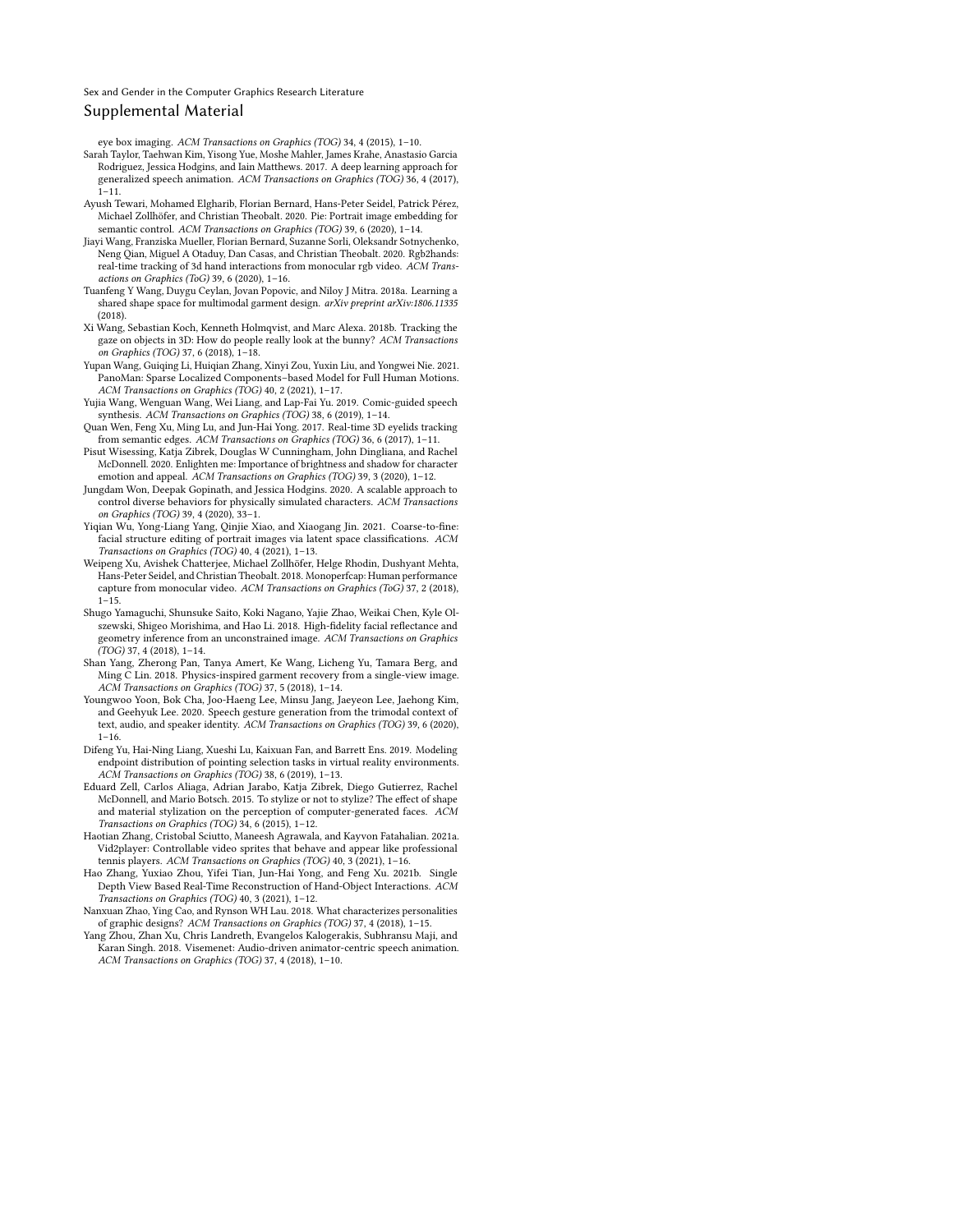eye box imaging. *ACM Transactions on Graphics (TOG)* 34, 4 (2015), 1–10.

Sarah Taylor, Taehwan Kim, Yisong Yue, Moshe Mahler, James Krahe, Anastasio Garcia Rodriguez, Jessica Hodgins, and Iain Matthews. 2017. A deep learning approach for generalized speech animation. *ACM Transactions on Graphics (TOG)* 36, 4 (2017), 1–11.

Ayush Tewari, Mohamed Elgharib, Florian Bernard, Hans-Peter Seidel, Patrick Pérez, Michael Zollhöfer, and Christian Theobalt. 2020. Pie: Portrait image embedding for semantic control. *ACM Transactions on Graphics (TOG)* 39, 6 (2020), 1–14.

Jiayi Wang, Franziska Mueller, Florian Bernard, Suzanne Sorli, Oleksandr Sotnychenko, Neng Qian, Miguel A Otaduy, Dan Casas, and Christian Theobalt. 2020. Rgb2hands: real-time tracking of 3d hand interactions from monocular rgb video. *ACM Transactions on Graphics (ToG)* 39, 6 (2020), 1–16.

Tuanfeng Y Wang, Duygu Ceylan, Jovan Popovic, and Niloy J Mitra. 2018a. Learning a shared shape space for multimodal garment design. *arXiv preprint arXiv:1806.11335* (2018).

Xi Wang, Sebastian Koch, Kenneth Holmqvist, and Marc Alexa. 2018b. Tracking the gaze on objects in 3D: How do people really look at the bunny? *ACM Transactions on Graphics (TOG)* 37, 6 (2018), 1–18.

Yupan Wang, Guiqing Li, Huiqian Zhang, Xinyi Zou, Yuxin Liu, and Yongwei Nie. 2021. PanoMan: Sparse Localized Components–based Model for Full Human Motions. *ACM Transactions on Graphics (TOG)* 40, 2 (2021), 1–17.

Yujia Wang, Wenguan Wang, Wei Liang, and Lap-Fai Yu. 2019. Comic-guided speech synthesis. *ACM Transactions on Graphics (TOG)* 38, 6 (2019), 1–14.

Quan Wen, Feng Xu, Ming Lu, and Jun-Hai Yong. 2017. Real-time 3D eyelids tracking from semantic edges. *ACM Transactions on Graphics (TOG)* 36, 6 (2017), 1–11.

Pisut Wisessing, Katja Zibrek, Douglas W Cunningham, John Dingliana, and Rachel McDonnell. 2020. Enlighten me: Importance of brightness and shadow for character emotion and appeal. *ACM Transactions on Graphics (TOG)* 39, 3 (2020), 1–12.

Jungdam Won, Deepak Gopinath, and Jessica Hodgins. 2020. A scalable approach to control diverse behaviors for physically simulated characters. *ACM Transactions on Graphics (TOG)* 39, 4 (2020), 33–1.

Yiqian Wu, Yong-Liang Yang, Qinjie Xiao, and Xiaogang Jin. 2021. Coarse-to-fine: facial structure editing of portrait images via latent space classifications. *ACM Transactions on Graphics (TOG)* 40, 4 (2021), 1–13.

Weipeng Xu, Avishek Chatterjee, Michael Zollhöfer, Helge Rhodin, Dushyant Mehta, Hans-Peter Seidel, and Christian Theobalt. 2018. Monoperfcap: Human performance capture from monocular video. *ACM Transactions on Graphics (ToG)* 37, 2 (2018), 1–15.

Shugo Yamaguchi, Shunsuke Saito, Koki Nagano, Yajie Zhao, Weikai Chen, Kyle Olszewski, Shigeo Morishima, and Hao Li. 2018. High-fidelity facial reflectance and geometry inference from an unconstrained image. *ACM Transactions on Graphics (TOG)* 37, 4 (2018), 1–14.

Shan Yang, Zherong Pan, Tanya Amert, Ke Wang, Licheng Yu, Tamara Berg, and Ming C Lin. 2018. Physics-inspired garment recovery from a single-view image. *ACM Transactions on Graphics (TOG)* 37, 5 (2018), 1–14.

Youngwoo Yoon, Bok Cha, Joo-Haeng Lee, Minsu Jang, Jaeyeon Lee, Jaehong Kim, and Geehyuk Lee. 2020. Speech gesture generation from the trimodal context of text, audio, and speaker identity. *ACM Transactions on Graphics (TOG)* 39, 6 (2020), 1–16.

Difeng Yu, Hai-Ning Liang, Xueshi Lu, Kaixuan Fan, and Barrett Ens. 2019. Modeling endpoint distribution of pointing selection tasks in virtual reality environments. *ACM Transactions on Graphics (TOG)* 38, 6 (2019), 1–13.

Eduard Zell, Carlos Aliaga, Adrian Jarabo, Katja Zibrek, Diego Gutierrez, Rachel McDonnell, and Mario Botsch. 2015. To stylize or not to stylize? The effect of shape and material stylization on the perception of computer-generated faces. *ACM Transactions on Graphics (TOG)* 34, 6 (2015), 1–12.

Haotian Zhang, Cristobal Sciutto, Maneesh Agrawala, and Kayvon Fatahalian. 2021a. Vid2player: Controllable video sprites that behave and appear like professional tennis players. *ACM Transactions on Graphics (TOG)* 40, 3 (2021), 1–16.

Hao Zhang, Yuxiao Zhou, Yifei Tian, Jun-Hai Yong, and Feng Xu. 2021b. Single Depth View Based Real-Time Reconstruction of Hand-Object Interactions. *ACM Transactions on Graphics (TOG)* 40, 3 (2021), 1–12.

Nanxuan Zhao, Ying Cao, and Rynson WH Lau. 2018. What characterizes personalities of graphic designs? *ACM Transactions on Graphics (TOG)* 37, 4 (2018), 1–15.

Yang Zhou, Zhan Xu, Chris Landreth, Evangelos Kalogerakis, Subhransu Maji, and Karan Singh. 2018. Visemenet: Audio-driven animator-centric speech animation. *ACM Transactions on Graphics (TOG)* 37, 4 (2018), 1–10.